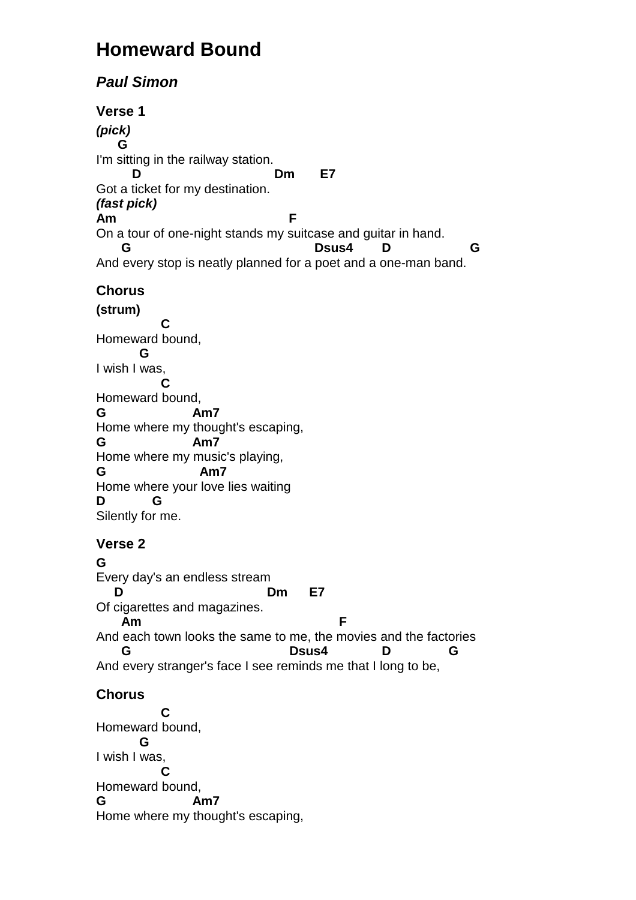# Homeward Bound

## *Paul Simon*

### Verse 1

***(pick)***

```
     G
I'm sitting in the railway station.
       D                          Dm      E7
Got a ticket for my destination.
```

***(fast pick)***

```
Am                                  F
On a tour of one-night stands my suitcase and guitar in hand.
     G                                   Dsus4      D               G
And every stop is neatly planned for a poet and a one-man band.
```

### Chorus

**(strum)**

```
            C
Homeward bound,
        G
I wish I was,
            C
Homeward bound,
G                 Am7
Home where my thought's escaping,
G                 Am7
Home where my music's playing,
G                  Am7
Home where your love lies waiting
D          G
Silently for me.
```

### Verse 2

```
G
Every day's an endless stream
   D                          Dm     E7
Of cigarettes and magazines.
     Am                                     F
And each town looks the same to me, the movies and the factories
     G                              Dsus4          D            G
And every stranger's face I see reminds me that I long to be,
```

### Chorus

```
            C
Homeward bound,
        G
I wish I was,
            C
Homeward bound,
G                 Am7
Home where my thought's escaping,
```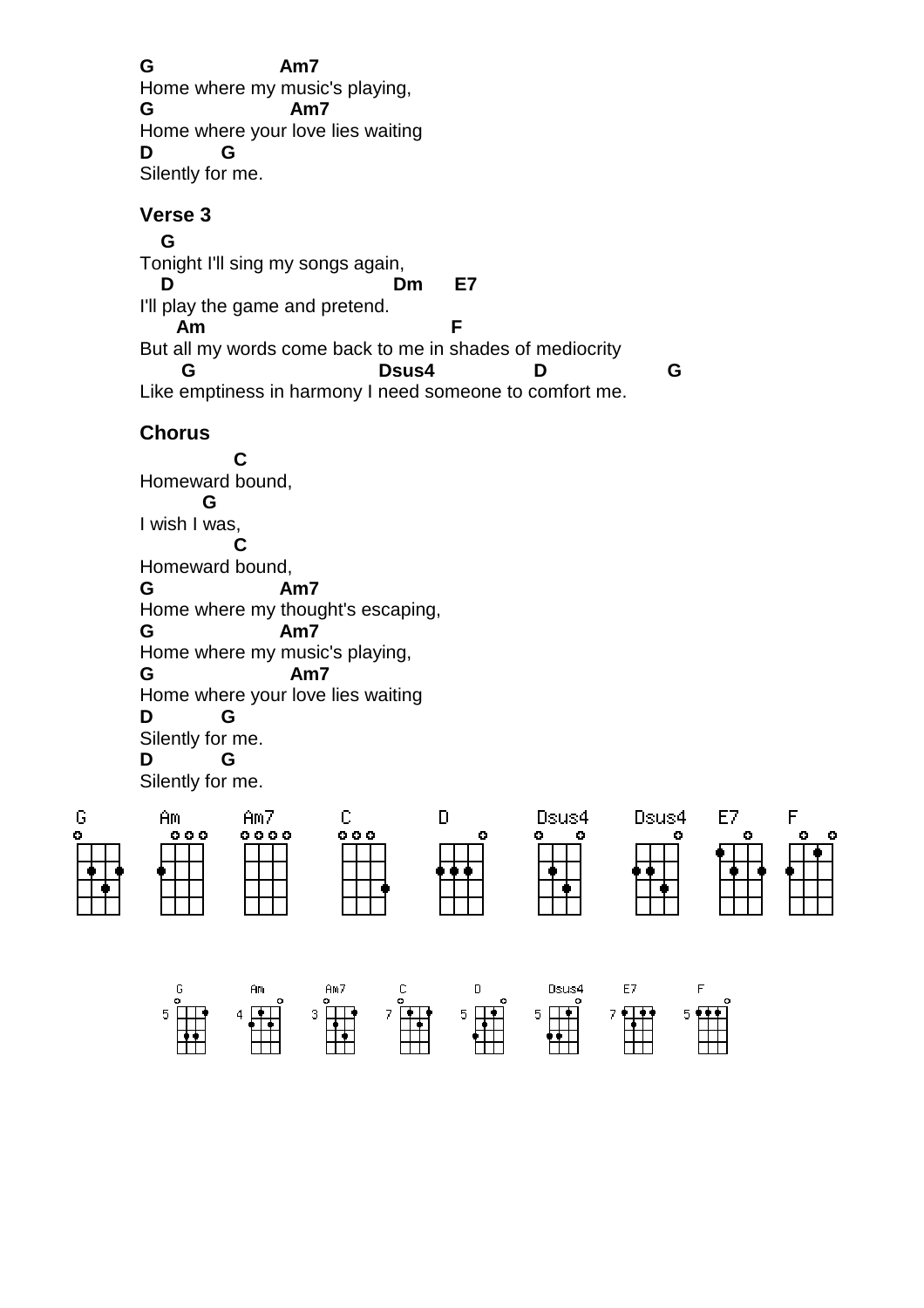G                    Am7
Home where my music's playing,
G                    Am7
Home where your love lies waiting
D          G
Silently for me.

### Verse 3

   G
Tonight I'll sing my songs again,
   D                              Dm      E7
I'll play the game and pretend.
     Am                                  F
But all my words come back to me in shades of mediocrity
       G                          Dsus4              D                   G
Like emptiness in harmony I need someone to comfort me.

### Chorus

             C
Homeward bound,
        G
I wish I was,
             C
Homeward bound,
G                    Am7
Home where my thought's escaping,
G                    Am7
Home where my music's playing,
G                    Am7
Home where your love lies waiting
D          G
Silently for me.
D          G
Silently for me.

G   Am   Am7   C   D   Dsus4   Dsus4   E7   F

G 5   Am 4   Am7 3   C 7   D 5   Dsus4 5   E7 7   F 5